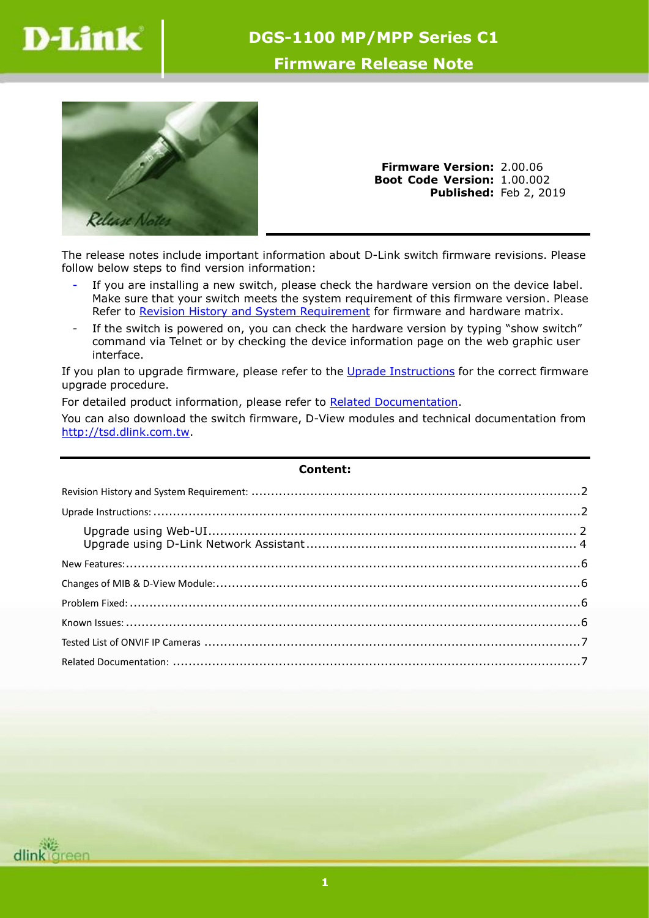# DGS-1100 MP/MPP Series C1

## Firmware Release Note

**Firmware Version:** 2.00.06
**Boot Code Version:** 1.00.002
**Published:** Feb 2, 2019

The release notes include important information about D-Link switch firmware revisions. Please follow below steps to find version information:

- If you are installing a new switch, please check the hardware version on the device label. Make sure that your switch meets the system requirement of this firmware version. Please Refer to Revision History and System Requirement for firmware and hardware matrix.
- If the switch is powered on, you can check the hardware version by typing "show switch" command via Telnet or by checking the device information page on the web graphic user interface.

If you plan to upgrade firmware, please refer to the Uprade Instructions for the correct firmware upgrade procedure.

For detailed product information, please refer to Related Documentation.

You can also download the switch firmware, D-View modules and technical documentation from http://tsd.dlink.com.tw.

**Content:**

Revision History and System Requirement: ....2
Uprade Instructions: ....2
  Upgrade using Web-UI ....2
  Upgrade using D-Link Network Assistant ....4
New Features: ....6
Changes of MIB & D-View Module: ....6
Problem Fixed: ....6
Known Issues: ....6
Tested List of ONVIF IP Cameras ....7
Related Documentation: ....7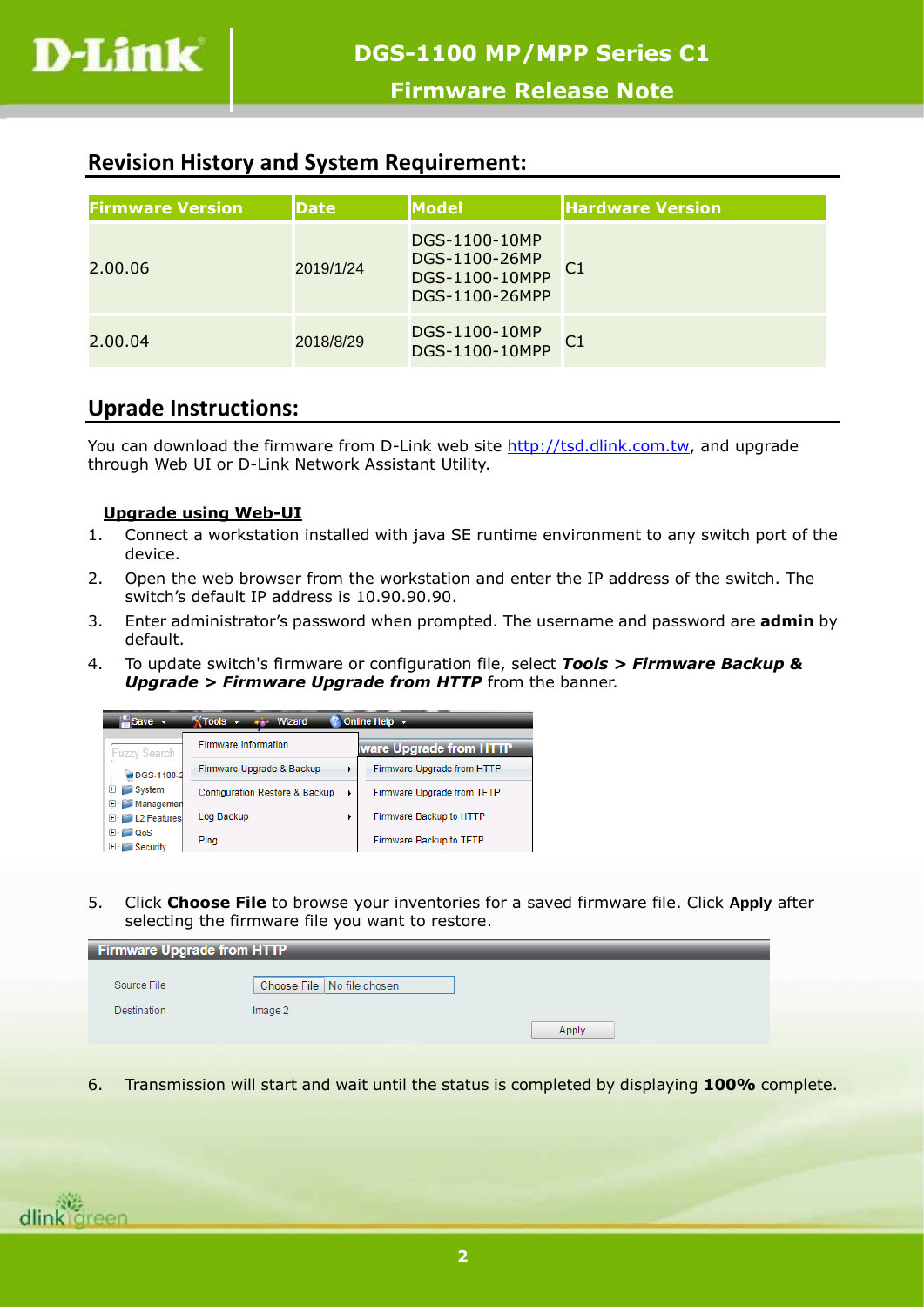## Revision History and System Requirement:

| Firmware Version | Date | Model | Hardware Version |
|---|---|---|---|
| 2.00.06 | 2019/1/24 | DGS-1100-10MP<br>DGS-1100-26MP<br>DGS-1100-10MPP<br>DGS-1100-26MPP | C1 |
| 2.00.04 | 2018/8/29 | DGS-1100-10MP<br>DGS-1100-10MPP | C1 |

## Uprade Instructions:

You can download the firmware from D-Link web site http://tsd.dlink.com.tw, and upgrade through Web UI or D-Link Network Assistant Utility.

**Upgrade using Web-UI**

1. Connect a workstation installed with java SE runtime environment to any switch port of the device.
2. Open the web browser from the workstation and enter the IP address of the switch. The switch's default IP address is 10.90.90.90.
3. Enter administrator's password when prompted. The username and password are **admin** by default.
4. To update switch's firmware or configuration file, select ***Tools > Firmware Backup & Upgrade > Firmware Upgrade from HTTP*** from the banner.

5. Click **Choose File** to browse your inventories for a saved firmware file. Click **Apply** after selecting the firmware file you want to restore.

6. Transmission will start and wait until the status is completed by displaying **100%** complete.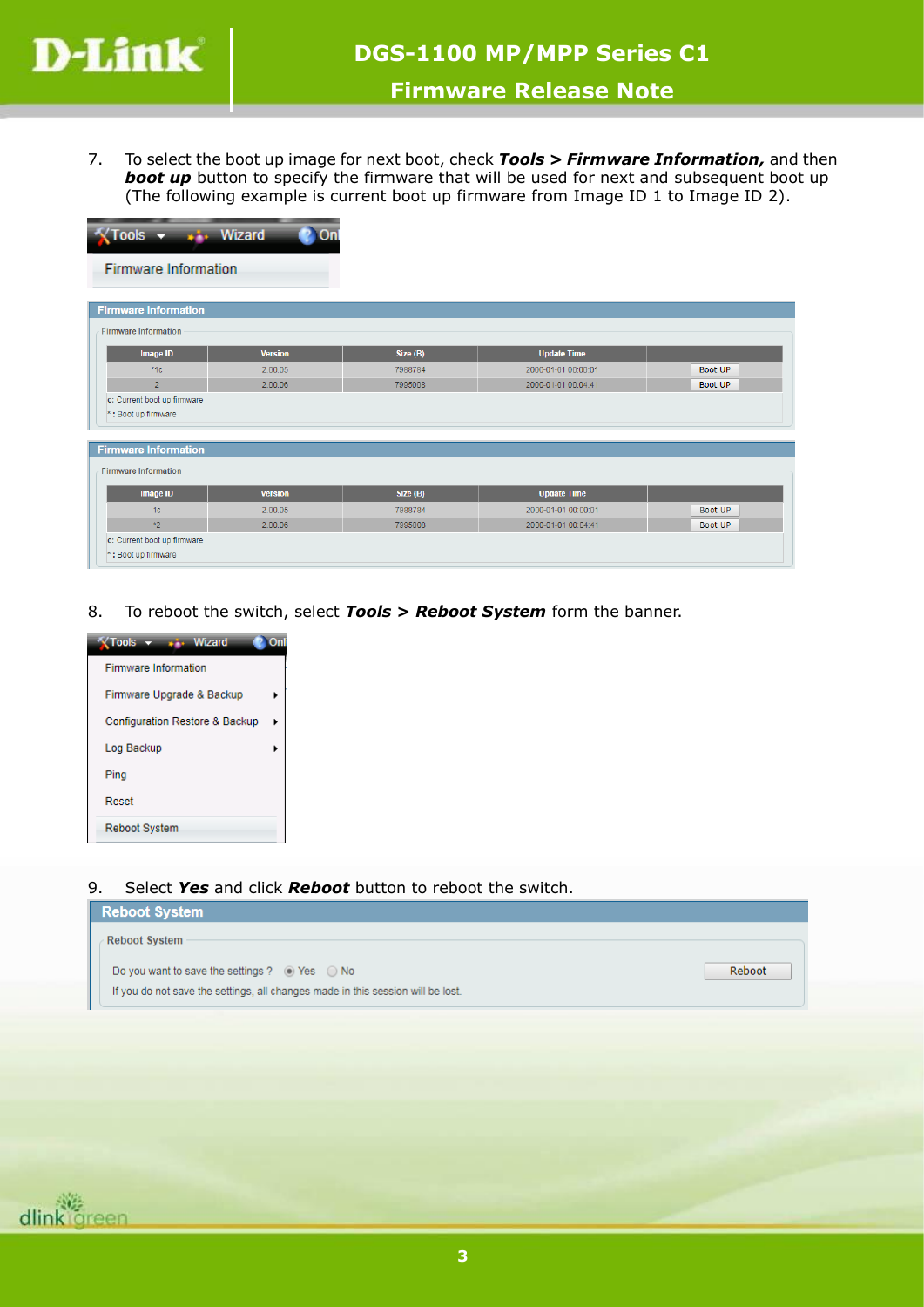7. To select the boot up image for next boot, check ***Tools > Firmware Information,*** and then ***boot up*** button to specify the firmware that will be used for next and subsequent boot up (The following example is current boot up firmware from Image ID 1 to Image ID 2).

Tools ▾ Wizard Onl

Firmware Information

**Firmware Information**

Firmware Information

| Image ID | Version | Size (B) | Update Time | |
|---|---|---|---|---|
| *1c | 2.00.05 | 7988784 | 2000-01-01 00:00:01 | Boot UP |
| 2 | 2.00.06 | 7995008 | 2000-01-01 00:04:41 | Boot UP |

c: Current boot up firmware
* : Boot up firmware

**Firmware Information**

Firmware Information

| Image ID | Version | Size (B) | Update Time | |
|---|---|---|---|---|
| 1c | 2.00.05 | 7988784 | 2000-01-01 00:00:01 | Boot UP |
| *2 | 2.00.06 | 7995008 | 2000-01-01 00:04:41 | Boot UP |

c: Current boot up firmware
* : Boot up firmware

8. To reboot the switch, select ***Tools > Reboot System*** form the banner.

Tools ▾ Wizard Onl

- Firmware Information
- Firmware Upgrade & Backup
- Configuration Restore & Backup
- Log Backup
- Ping
- Reset
- Reboot System

9. Select ***Yes*** and click ***Reboot*** button to reboot the switch.

**Reboot System**

Reboot System

Do you want to save the settings ? (•) Yes ( ) No [Reboot]

If you do not save the settings, all changes made in this session will be lost.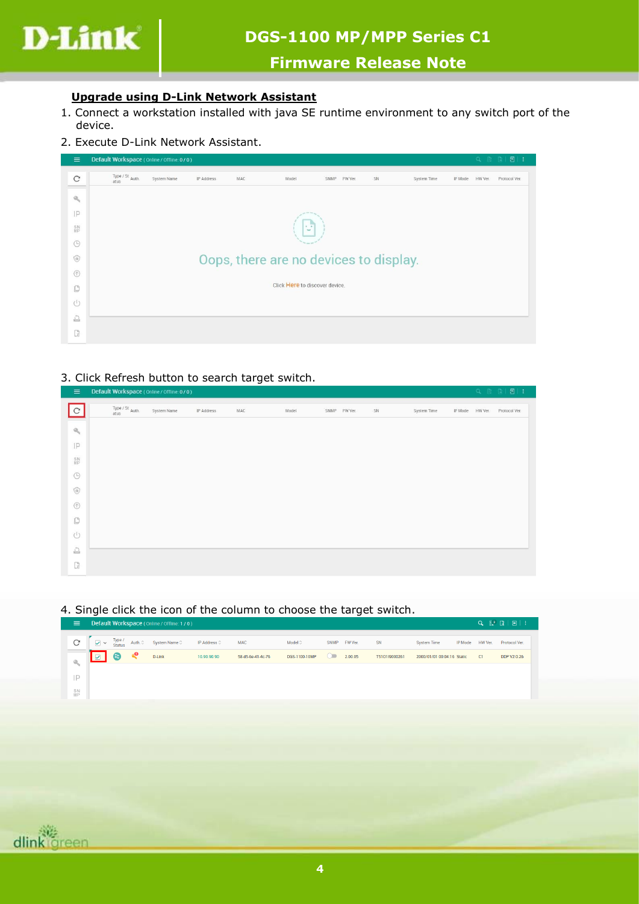**Upgrade using D-Link Network Assistant**

1. Connect a workstation installed with java SE runtime environment to any switch port of the device.
2. Execute D-Link Network Assistant.
3. Click Refresh button to search target switch.
4. Single click the icon of the column to choose the target switch.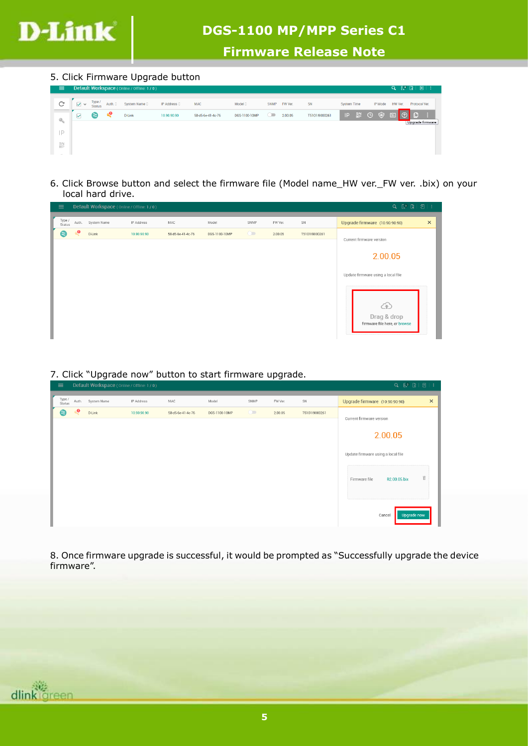5. Click Firmware Upgrade button

6. Click Browse button and select the firmware file (Model name_HW ver._FW ver. .bix) on your local hard drive.

7. Click "Upgrade now" button to start firmware upgrade.

8. Once firmware upgrade is successful, it would be prompted as "Successfully upgrade the device firmware".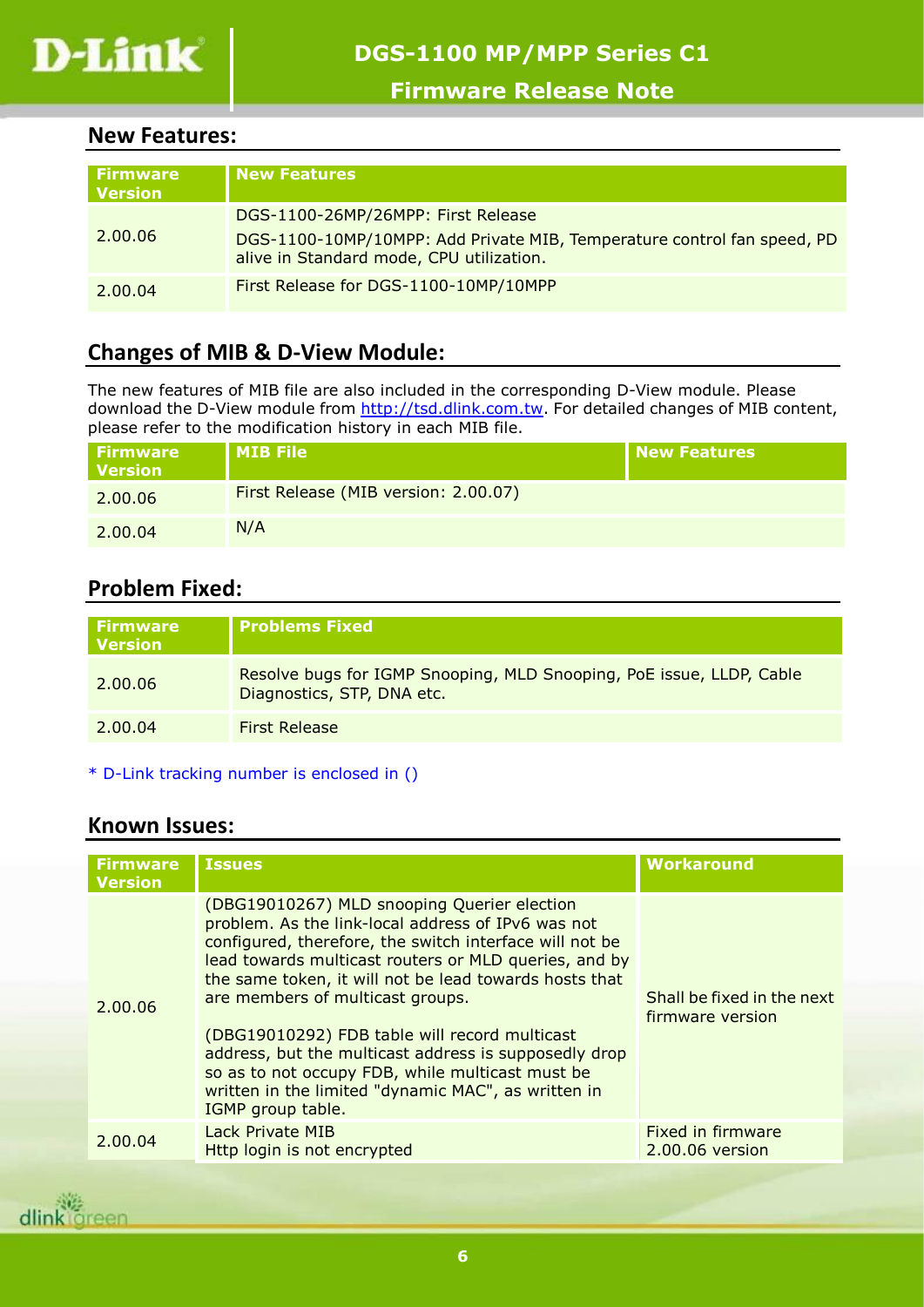## New Features:

| Firmware Version | New Features |
| --- | --- |
| 2.00.06 | DGS-1100-26MP/26MPP: First Release<br>DGS-1100-10MP/10MPP: Add Private MIB, Temperature control fan speed, PD alive in Standard mode, CPU utilization. |
| 2.00.04 | First Release for DGS-1100-10MP/10MPP |

## Changes of MIB & D-View Module:

The new features of MIB file are also included in the corresponding D-View module. Please download the D-View module from [http://tsd.dlink.com.tw](http://tsd.dlink.com.tw). For detailed changes of MIB content, please refer to the modification history in each MIB file.

| Firmware Version | MIB File | New Features |
| --- | --- | --- |
| 2.00.06 | First Release (MIB version: 2.00.07) | |
| 2.00.04 | N/A | |

## Problem Fixed:

| Firmware Version | Problems Fixed |
| --- | --- |
| 2.00.06 | Resolve bugs for IGMP Snooping, MLD Snooping, PoE issue, LLDP, Cable Diagnostics, STP, DNA etc. |
| 2.00.04 | First Release |

* D-Link tracking number is enclosed in ()

## Known Issues:

| Firmware Version | Issues | Workaround |
| --- | --- | --- |
| 2.00.06 | (DBG19010267) MLD snooping Querier election problem. As the link-local address of IPv6 was not configured, therefore, the switch interface will not be lead towards multicast routers or MLD queries, and by the same token, it will not be lead towards hosts that are members of multicast groups.<br><br>(DBG19010292) FDB table will record multicast address, but the multicast address is supposedly drop so as to not occupy FDB, while multicast must be written in the limited "dynamic MAC", as written in IGMP group table. | Shall be fixed in the next firmware version |
| 2.00.04 | Lack Private MIB<br>Http login is not encrypted | Fixed in firmware 2.00.06 version |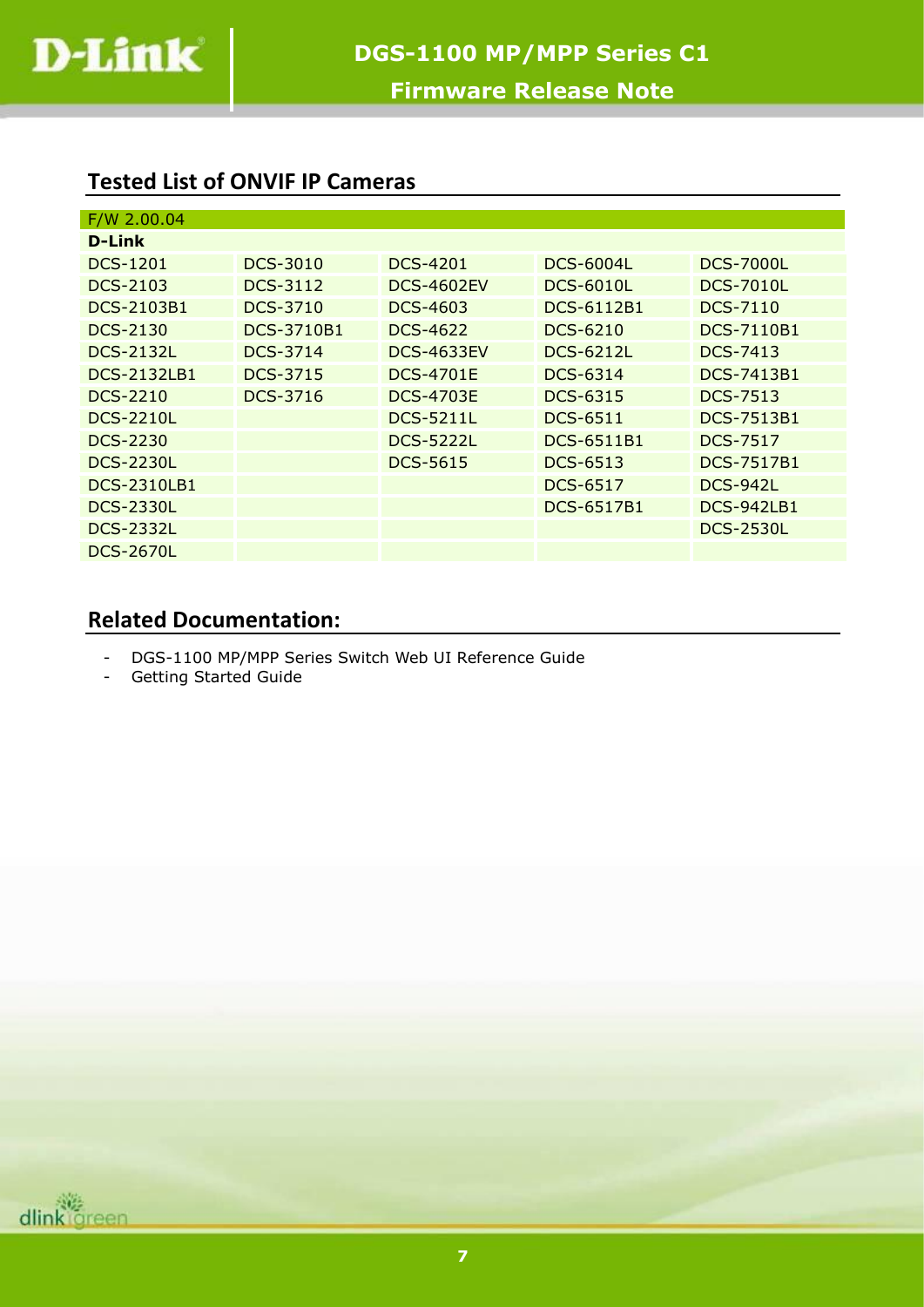## Tested List of ONVIF IP Cameras

| | | | | |
|---|---|---|---|---|
| F/W 2.00.04 | | | | |
| **D-Link** | | | | |
| DCS-1201 | DCS-3010 | DCS-4201 | DCS-6004L | DCS-7000L |
| DCS-2103 | DCS-3112 | DCS-4602EV | DCS-6010L | DCS-7010L |
| DCS-2103B1 | DCS-3710 | DCS-4603 | DCS-6112B1 | DCS-7110 |
| DCS-2130 | DCS-3710B1 | DCS-4622 | DCS-6210 | DCS-7110B1 |
| DCS-2132L | DCS-3714 | DCS-4633EV | DCS-6212L | DCS-7413 |
| DCS-2132LB1 | DCS-3715 | DCS-4701E | DCS-6314 | DCS-7413B1 |
| DCS-2210 | DCS-3716 | DCS-4703E | DCS-6315 | DCS-7513 |
| DCS-2210L | | DCS-5211L | DCS-6511 | DCS-7513B1 |
| DCS-2230 | | DCS-5222L | DCS-6511B1 | DCS-7517 |
| DCS-2230L | | DCS-5615 | DCS-6513 | DCS-7517B1 |
| DCS-2310LB1 | | | DCS-6517 | DCS-942L |
| DCS-2330L | | | DCS-6517B1 | DCS-942LB1 |
| DCS-2332L | | | | DCS-2530L |
| DCS-2670L | | | | |

## Related Documentation:

- DGS-1100 MP/MPP Series Switch Web UI Reference Guide
- Getting Started Guide